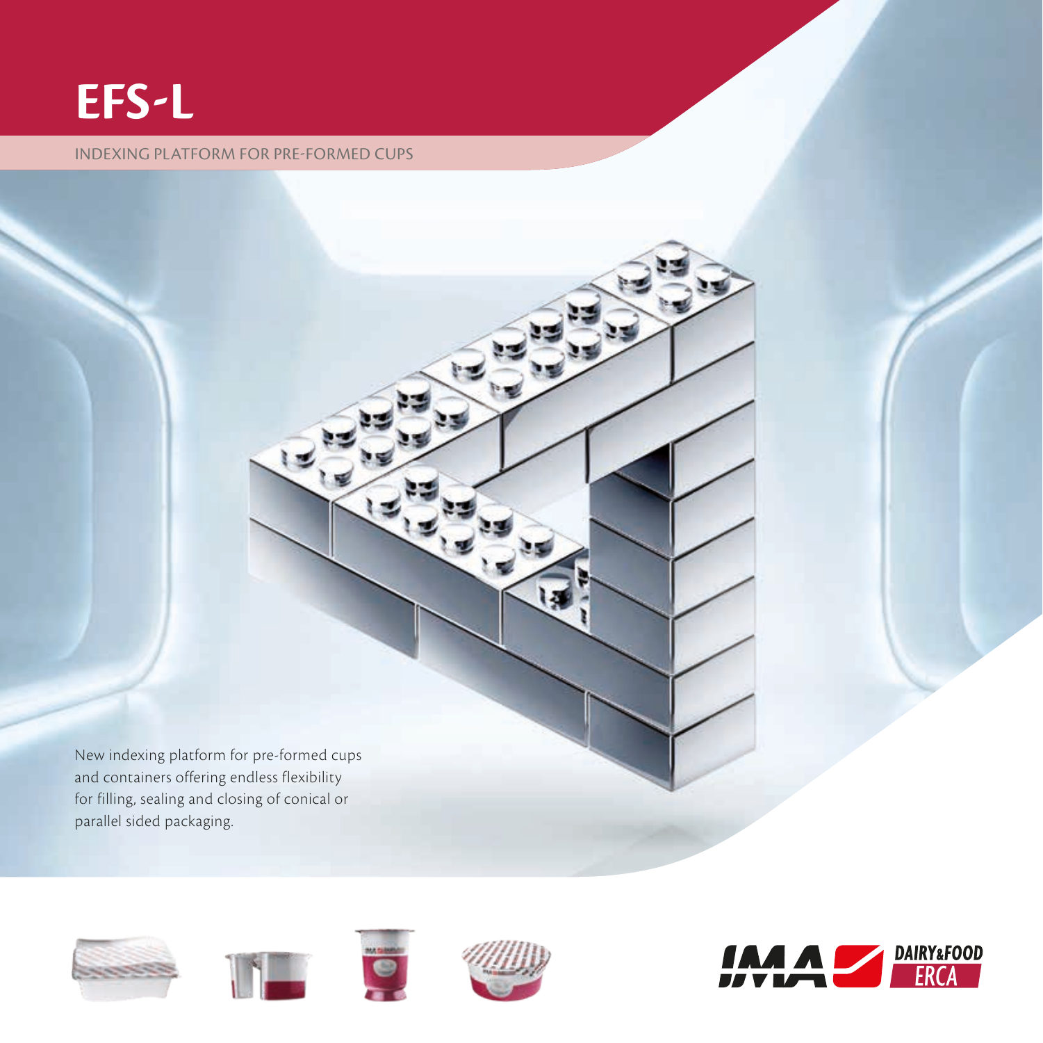# EFS-L

INDEXING PLATFORM FOR PRE-FORMED CUPS

New indexing platform for pre-formed cups and containers offering endless flexibility for filling, sealing and closing of conical or parallel sided packaging.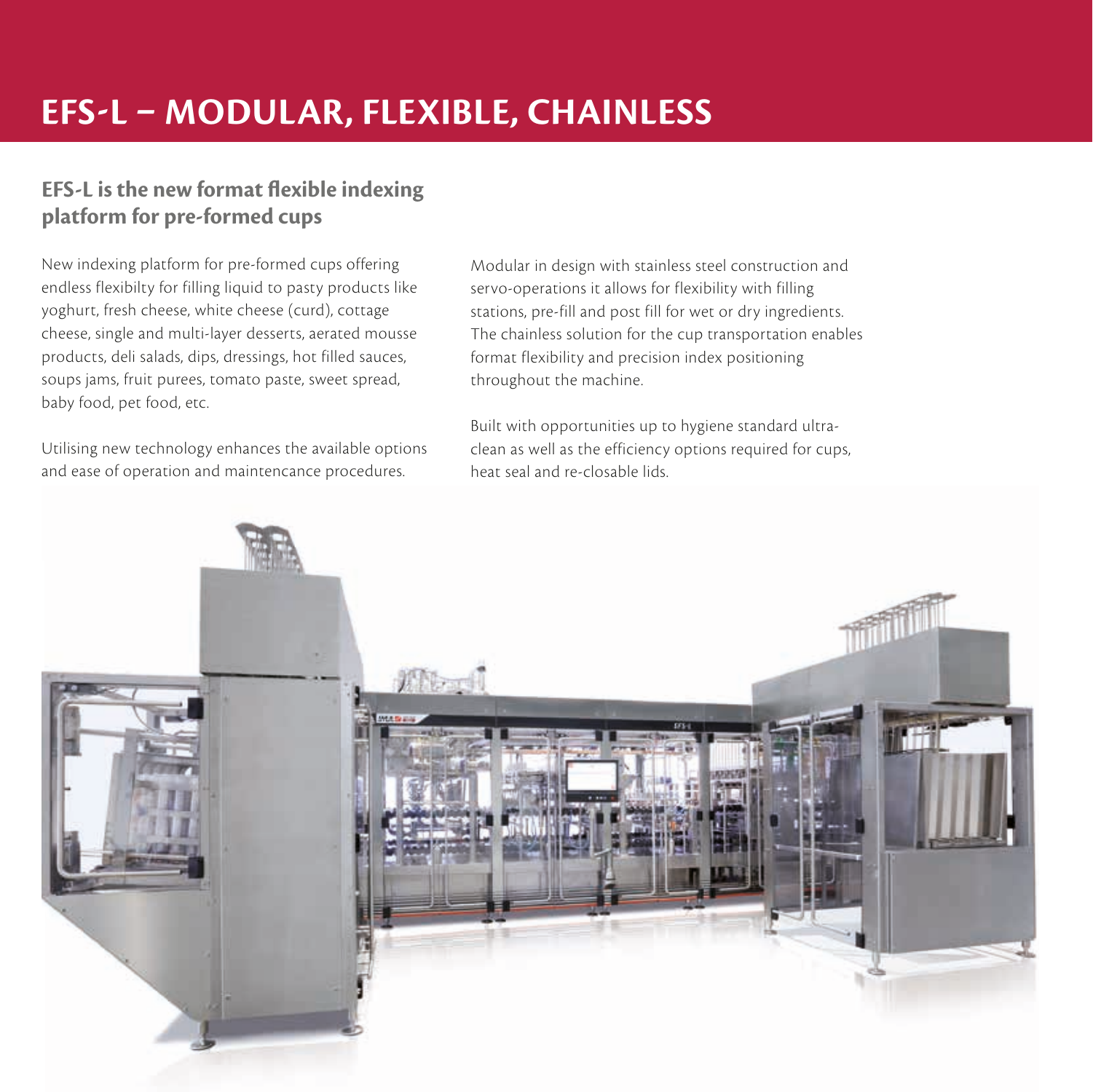# EFS-L – MODULAR, FLEXIBLE, CHAINLESS

## EFS-L is the new format flexible indexing platform for pre-formed cups

New indexing platform for pre-formed cups offering endless flexibilty for filling liquid to pasty products like yoghurt, fresh cheese, white cheese (curd), cottage cheese, single and multi-layer desserts, aerated mousse products, deli salads, dips, dressings, hot filled sauces, soups jams, fruit purees, tomato paste, sweet spread, baby food, pet food, etc.

Utilising new technology enhances the available options and ease of operation and maintencance procedures.

Modular in design with stainless steel construction and servo-operations it allows for flexibility with filling stations, pre-fill and post fill for wet or dry ingredients. The chainless solution for the cup transportation enables format flexibility and precision index positioning throughout the machine.

Built with opportunities up to hygiene standard ultra-clean as well as the efficiency options required for cups, heat seal and re-closable lids.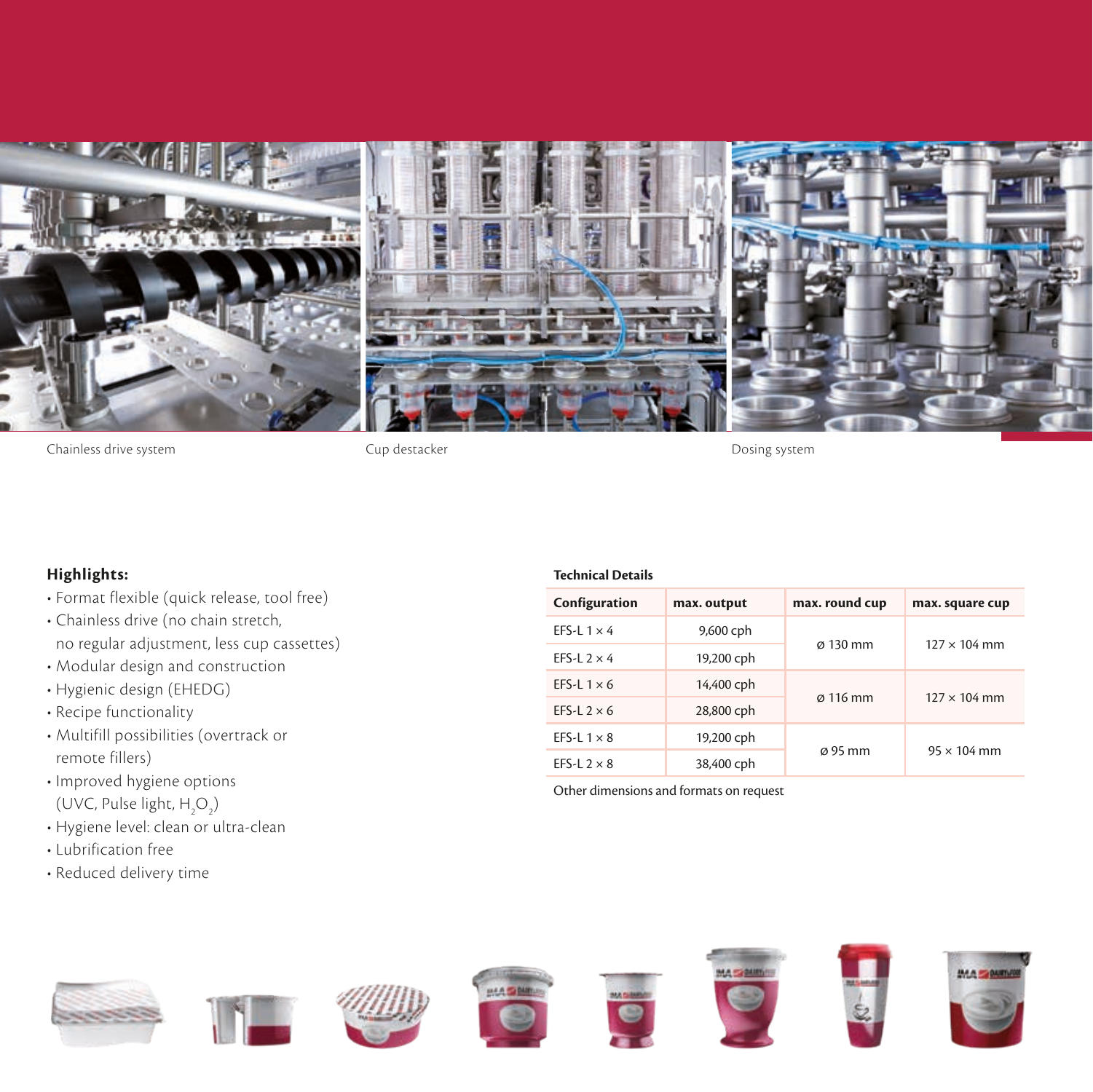Chainless drive system

Cup destacker

Dosing system

**Highlights:**

- Format flexible (quick release, tool free)
- Chainless drive (no chain stretch, no regular adjustment, less cup cassettes)
- Modular design and construction
- Hygienic design (EHEDG)
- Recipe functionality
- Multifill possibilities (overtrack or remote fillers)
- Improved hygiene options (UVC, Pulse light, $H_2O_2$)
- Hygiene level: clean or ultra-clean
- Lubrification free
- Reduced delivery time

**Technical Details**

| Configuration | max. output | max. round cup | max. square cup |
|---|---|---|---|
| EFS-L 1 × 4 | 9,600 cph | ø 130 mm | 127 × 104 mm |
| EFS-L 2 × 4 | 19,200 cph | | |
| EFS-L 1 × 6 | 14,400 cph | ø 116 mm | 127 × 104 mm |
| EFS-L 2 × 6 | 28,800 cph | | |
| EFS-L 1 × 8 | 19,200 cph | ø 95 mm | 95 × 104 mm |
| EFS-L 2 × 8 | 38,400 cph | | |

Other dimensions and formats on request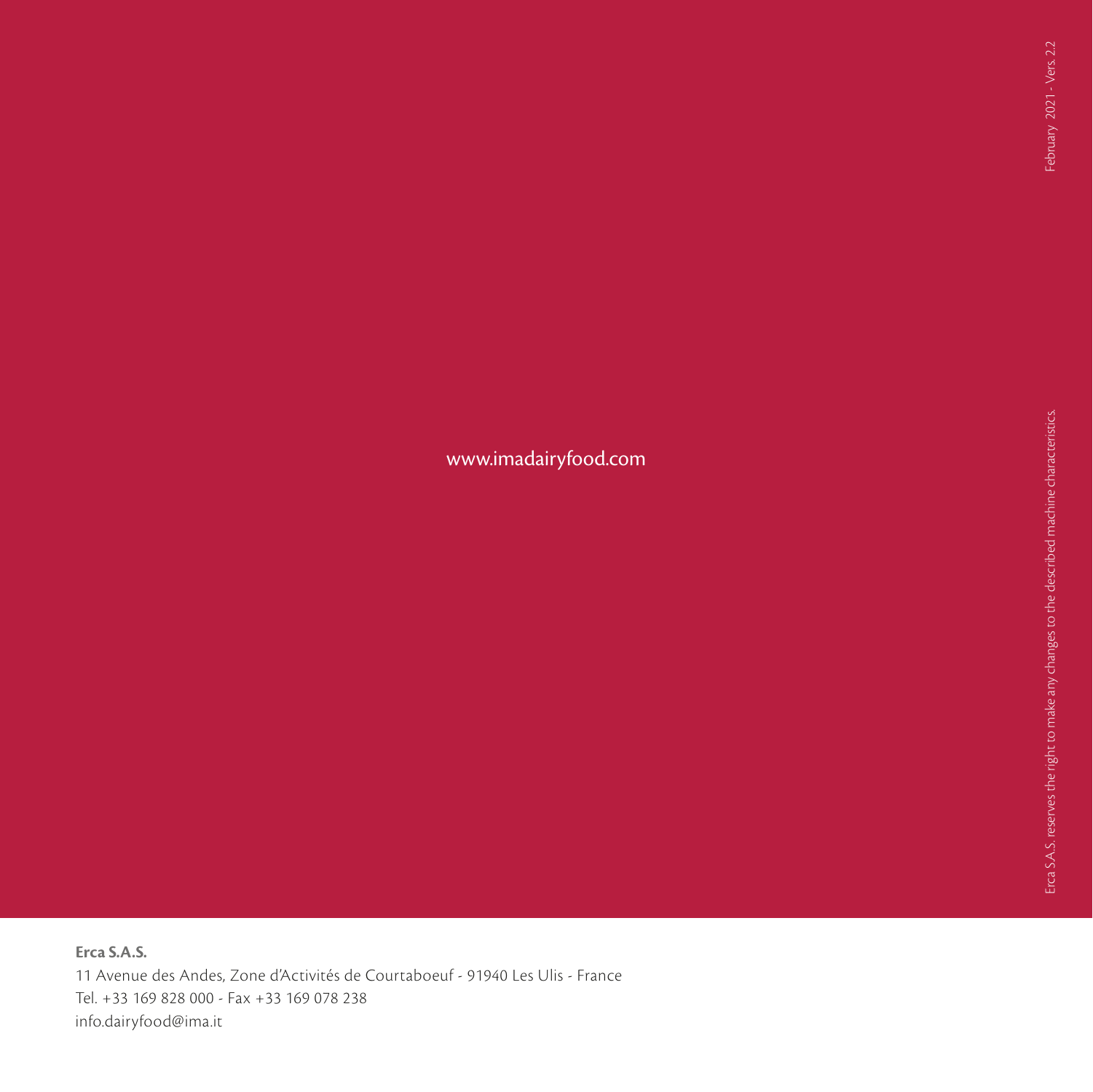www.imadairyfood.com

Erca S.A.S. reserves the right to make any changes to the described machine characteristics.

February 2021 - Vers. 2.2

**Erca S.A.S.**

11 Avenue des Andes, Zone d'Activités de Courtaboeuf - 91940 Les Ulis - France
Tel. +33 169 828 000 - Fax +33 169 078 238
info.dairyfood@ima.it